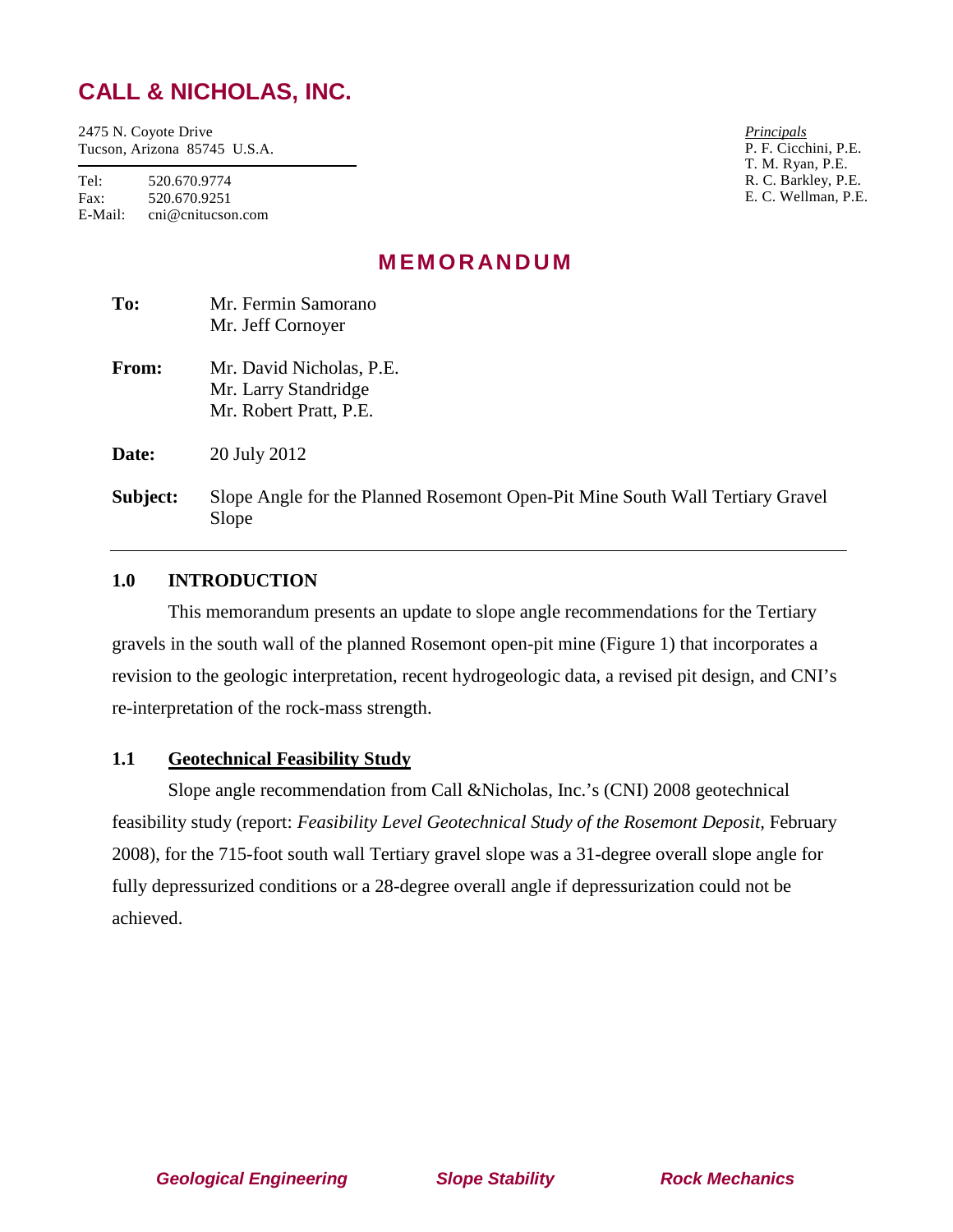# CALL & NICHOLAS, INC.

2475 N. Coyote Drive
Tucson, Arizona 85745 U.S.A.

Tel: 520.670.9774
Fax: 520.670.9251
E-Mail: cni@cnitucson.com

*Principals*
P. F. Cicchini, P.E.
T. M. Ryan, P.E.
R. C. Barkley, P.E.
E. C. Wellman, P.E.

## MEMORANDUM

**To:** Mr. Fermin Samorano
Mr. Jeff Cornoyer

**From:** Mr. David Nicholas, P.E.
Mr. Larry Standridge
Mr. Robert Pratt, P.E.

**Date:** 20 July 2012

**Subject:** Slope Angle for the Planned Rosemont Open-Pit Mine South Wall Tertiary Gravel Slope

---

### 1.0 INTRODUCTION

This memorandum presents an update to slope angle recommendations for the Tertiary gravels in the south wall of the planned Rosemont open-pit mine (Figure 1) that incorporates a revision to the geologic interpretation, recent hydrogeologic data, a revised pit design, and CNI's re-interpretation of the rock-mass strength.

### 1.1 Geotechnical Feasibility Study

Slope angle recommendation from Call &Nicholas, Inc.'s (CNI) 2008 geotechnical feasibility study (report: *Feasibility Level Geotechnical Study of the Rosemont Deposit,* February 2008), for the 715-foot south wall Tertiary gravel slope was a 31-degree overall slope angle for fully depressurized conditions or a 28-degree overall angle if depressurization could not be achieved.

*Geological Engineering* *Slope Stability* *Rock Mechanics*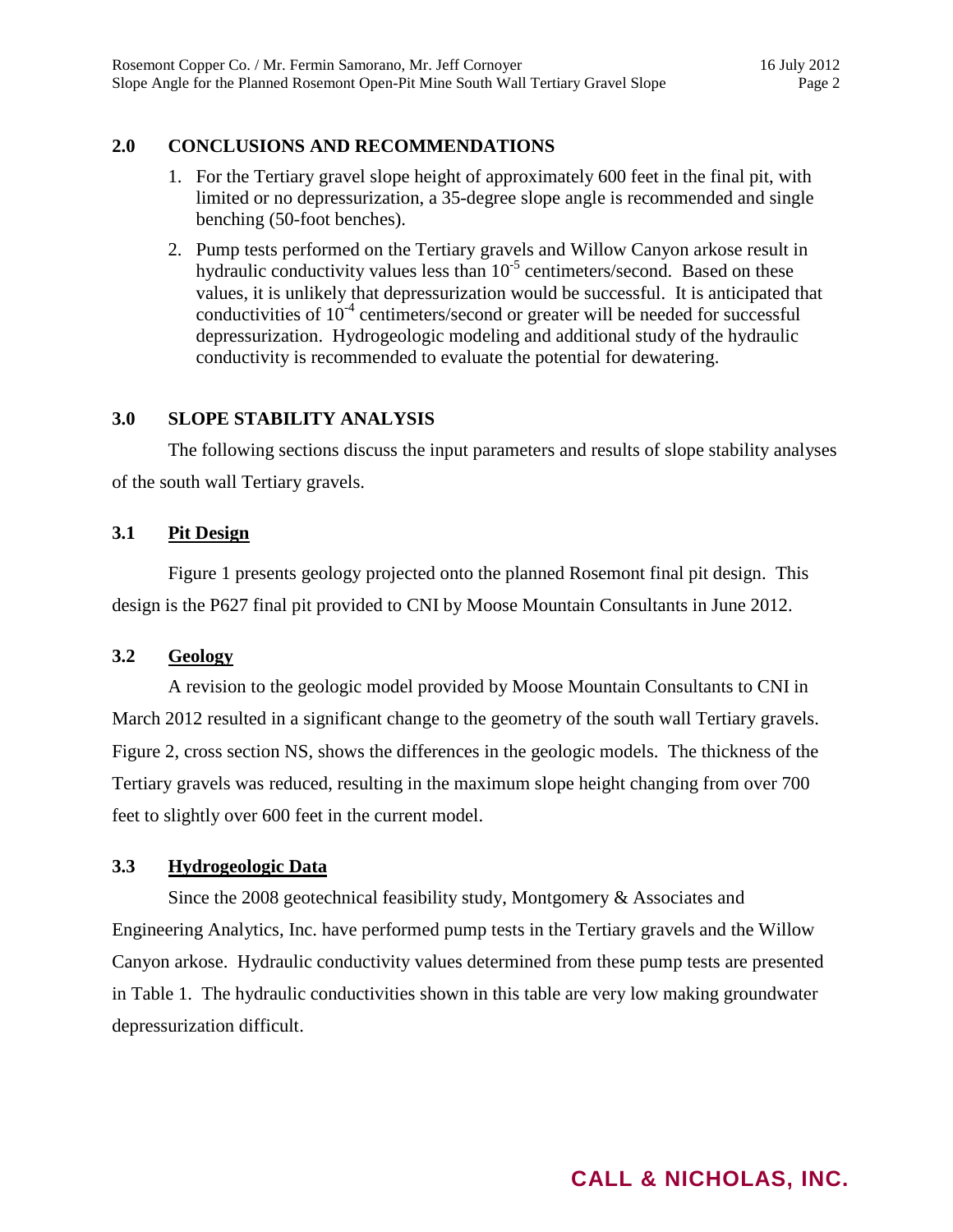## 2.0 CONCLUSIONS AND RECOMMENDATIONS

1. For the Tertiary gravel slope height of approximately 600 feet in the final pit, with limited or no depressurization, a 35-degree slope angle is recommended and single benching (50-foot benches).
2. Pump tests performed on the Tertiary gravels and Willow Canyon arkose result in hydraulic conductivity values less than $10^{-5}$ centimeters/second. Based on these values, it is unlikely that depressurization would be successful. It is anticipated that conductivities of $10^{-4}$ centimeters/second or greater will be needed for successful depressurization. Hydrogeologic modeling and additional study of the hydraulic conductivity is recommended to evaluate the potential for dewatering.

## 3.0 SLOPE STABILITY ANALYSIS

The following sections discuss the input parameters and results of slope stability analyses of the south wall Tertiary gravels.

### 3.1 Pit Design

Figure 1 presents geology projected onto the planned Rosemont final pit design. This design is the P627 final pit provided to CNI by Moose Mountain Consultants in June 2012.

### 3.2 Geology

A revision to the geologic model provided by Moose Mountain Consultants to CNI in March 2012 resulted in a significant change to the geometry of the south wall Tertiary gravels. Figure 2, cross section NS, shows the differences in the geologic models. The thickness of the Tertiary gravels was reduced, resulting in the maximum slope height changing from over 700 feet to slightly over 600 feet in the current model.

### 3.3 Hydrogeologic Data

Since the 2008 geotechnical feasibility study, Montgomery & Associates and Engineering Analytics, Inc. have performed pump tests in the Tertiary gravels and the Willow Canyon arkose. Hydraulic conductivity values determined from these pump tests are presented in Table 1. The hydraulic conductivities shown in this table are very low making groundwater depressurization difficult.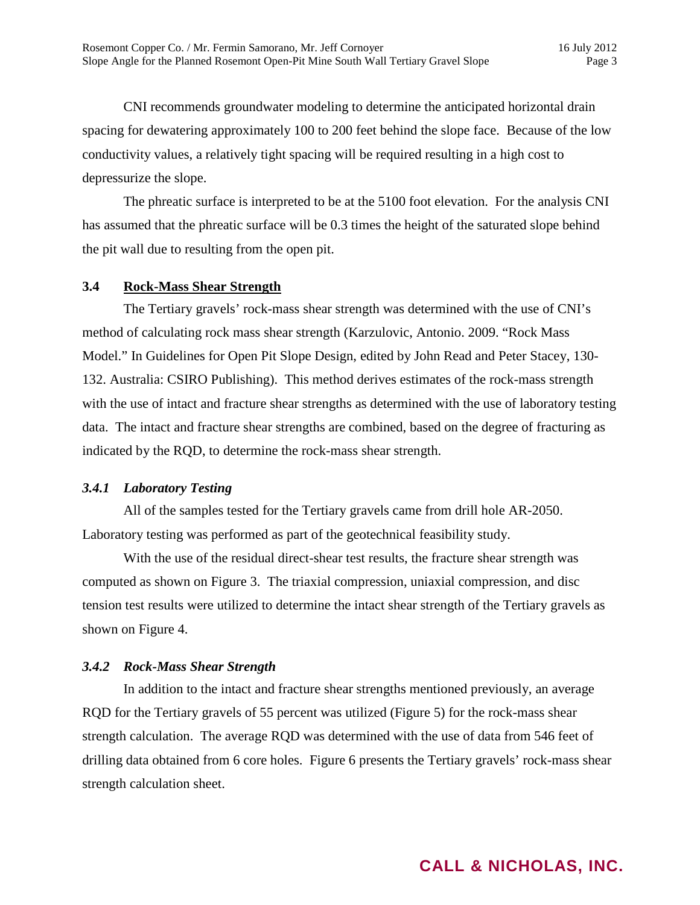CNI recommends groundwater modeling to determine the anticipated horizontal drain spacing for dewatering approximately 100 to 200 feet behind the slope face. Because of the low conductivity values, a relatively tight spacing will be required resulting in a high cost to depressurize the slope.

The phreatic surface is interpreted to be at the 5100 foot elevation. For the analysis CNI has assumed that the phreatic surface will be 0.3 times the height of the saturated slope behind the pit wall due to resulting from the open pit.

## 3.4 Rock-Mass Shear Strength

The Tertiary gravels' rock-mass shear strength was determined with the use of CNI's method of calculating rock mass shear strength (Karzulovic, Antonio. 2009. "Rock Mass Model." In Guidelines for Open Pit Slope Design, edited by John Read and Peter Stacey, 130-132. Australia: CSIRO Publishing). This method derives estimates of the rock-mass strength with the use of intact and fracture shear strengths as determined with the use of laboratory testing data. The intact and fracture shear strengths are combined, based on the degree of fracturing as indicated by the RQD, to determine the rock-mass shear strength.

### *3.4.1 Laboratory Testing*

All of the samples tested for the Tertiary gravels came from drill hole AR-2050. Laboratory testing was performed as part of the geotechnical feasibility study.

With the use of the residual direct-shear test results, the fracture shear strength was computed as shown on Figure 3. The triaxial compression, uniaxial compression, and disc tension test results were utilized to determine the intact shear strength of the Tertiary gravels as shown on Figure 4.

### *3.4.2 Rock-Mass Shear Strength*

In addition to the intact and fracture shear strengths mentioned previously, an average RQD for the Tertiary gravels of 55 percent was utilized (Figure 5) for the rock-mass shear strength calculation. The average RQD was determined with the use of data from 546 feet of drilling data obtained from 6 core holes. Figure 6 presents the Tertiary gravels' rock-mass shear strength calculation sheet.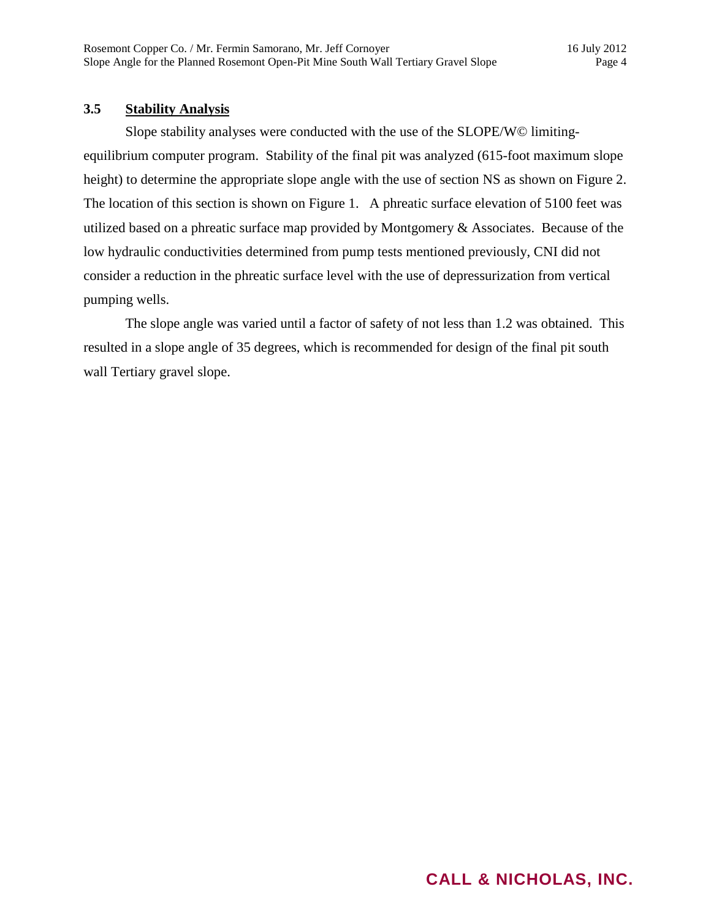### 3.5 Stability Analysis

Slope stability analyses were conducted with the use of the SLOPE/W© limiting-equilibrium computer program. Stability of the final pit was analyzed (615-foot maximum slope height) to determine the appropriate slope angle with the use of section NS as shown on Figure 2. The location of this section is shown on Figure 1. A phreatic surface elevation of 5100 feet was utilized based on a phreatic surface map provided by Montgomery & Associates. Because of the low hydraulic conductivities determined from pump tests mentioned previously, CNI did not consider a reduction in the phreatic surface level with the use of depressurization from vertical pumping wells.

The slope angle was varied until a factor of safety of not less than 1.2 was obtained. This resulted in a slope angle of 35 degrees, which is recommended for design of the final pit south wall Tertiary gravel slope.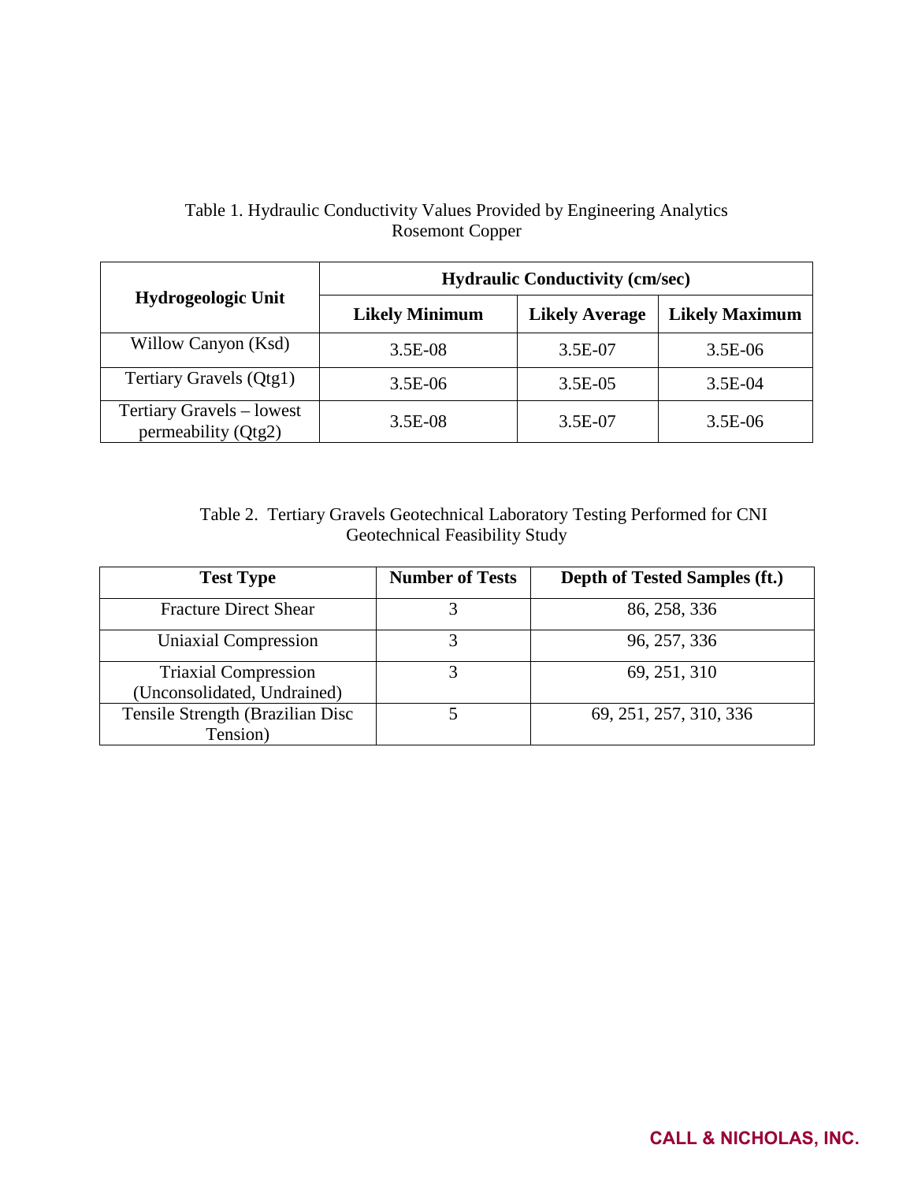Table 1. Hydraulic Conductivity Values Provided by Engineering Analytics Rosemont Copper

| Hydrogeologic Unit | Hydraulic Conductivity (cm/sec) | | |
|---|---|---|---|
| | **Likely Minimum** | **Likely Average** | **Likely Maximum** |
| Willow Canyon (Ksd) | 3.5E-08 | 3.5E-07 | 3.5E-06 |
| Tertiary Gravels (Qtg1) | 3.5E-06 | 3.5E-05 | 3.5E-04 |
| Tertiary Gravels – lowest permeability (Qtg2) | 3.5E-08 | 3.5E-07 | 3.5E-06 |

Table 2. Tertiary Gravels Geotechnical Laboratory Testing Performed for CNI Geotechnical Feasibility Study

| Test Type | Number of Tests | Depth of Tested Samples (ft.) |
|---|---|---|
| Fracture Direct Shear | 3 | 86, 258, 336 |
| Uniaxial Compression | 3 | 96, 257, 336 |
| Triaxial Compression (Unconsolidated, Undrained) | 3 | 69, 251, 310 |
| Tensile Strength (Brazilian Disc Tension) | 5 | 69, 251, 257, 310, 336 |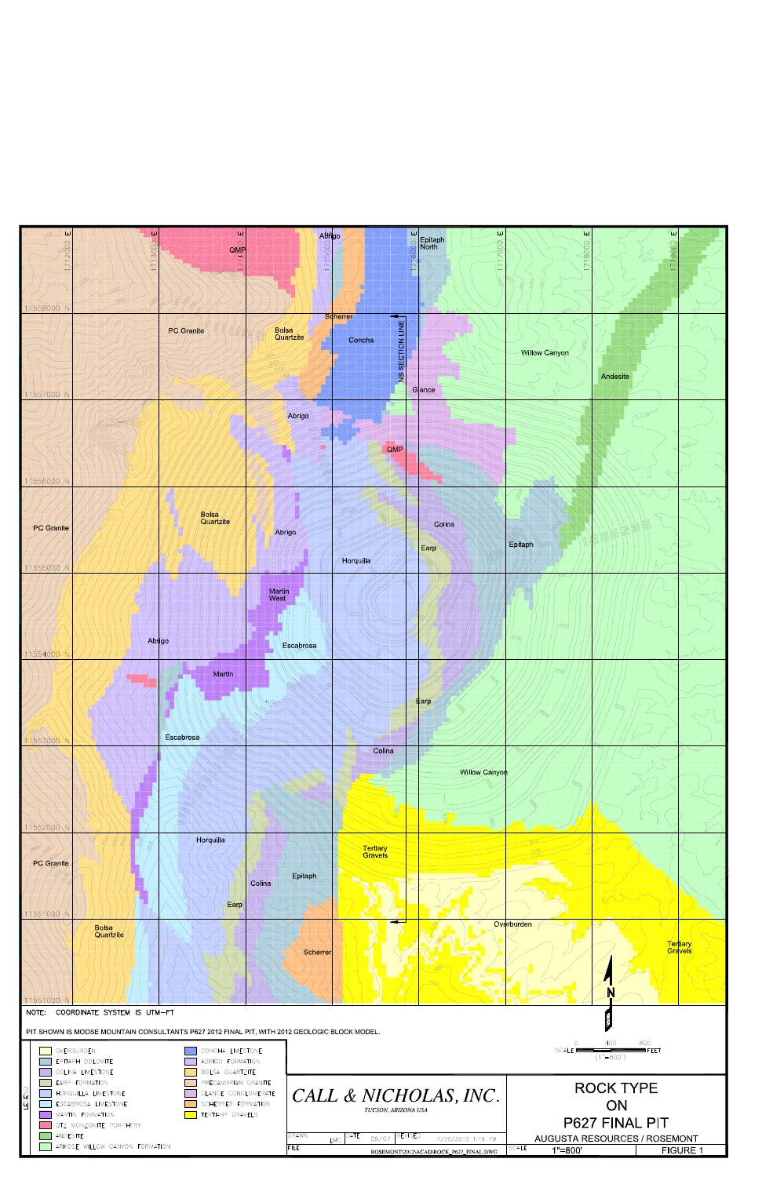NOTE: COORDINATE SYSTEM IS UTM–FT

PIT SHOWN IS MOOSE MOUNTAIN CONSULTANTS P627 2012 FINAL PIT, WITH 2012 GEOLOGIC BLOCK MODEL.

LEGEND

- OVERBURDEN
- EPITAPH DOLOMITE
- COLINA LIMESTONE
- EARP FORMATION
- HORQUILLA LIMESTONE
- ESCABROSA LIMESTONE
- MARTIN FORMATION
- QTZ. MONZONITE PORPHYRY
- ANDESITE
- ARKOSE WILLOW CANYON FORMATION
- CONCHA LIMESTONE
- ABRIGO FORMATION
- BOLSA QUARTZITE
- PRECAMBRIAN GRANITE
- GLANCE CONGLOMERATE
- SCHERRER FORMATION
- TERTIARY GRAVELS

SCALE 0 400 800 FEET (1"=800')

CALL & NICHOLAS, INC.
TUCSON, ARIZONA USA

ROCK TYPE ON P627 FINAL PIT

AUGUSTA RESOURCES / ROSEMONT

| DRAWN | LMC | DATE | 09/07 | REVISED | 7/20/2012 1:19 PM |
|---|---|---|---|---|---|
| FILE | ROSEMONT\2012\ACAD\ROCK_P627_FINAL.DWG | | | SCALE 1"=800' | FIGURE 1 |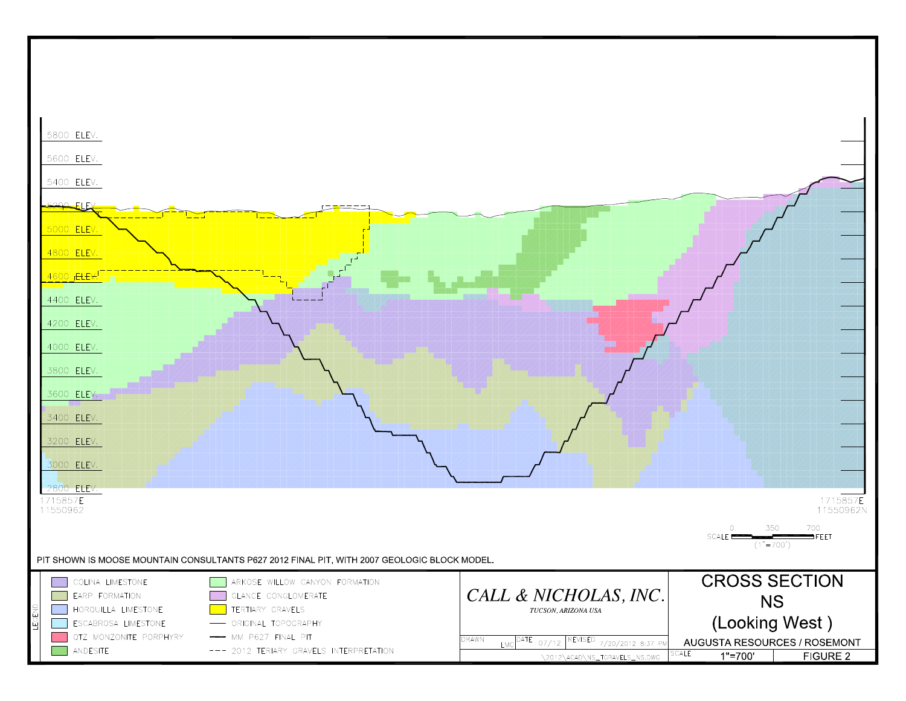5800 ELEV.

5600 ELEV.

5400 ELEV.

5200 ELEV.

5000 ELEV.

4800 ELEV.

4600 ELEV.

4400 ELEV.

4200 ELEV.

4000 ELEV.

3800 ELEV.

3600 ELEV.

3400 ELEV.

3200 ELEV.

3000 ELEV.

2800 ELEV.

1715857E
11550962

1715857E
11550962N

SCALE 0 350 700 FEET
(1"=700')

PIT SHOWN IS MOOSE MOUNTAIN CONSULTANTS P627 2012 FINAL PIT, WITH 2007 GEOLOGIC BLOCK MODEL.

LEGEND

- COLINA LIMESTONE
- EARP FORMATION
- HORQUILLA LIMESTONE
- ESCABROSA LIMESTONE
- QTZ MONZONITE PORPHYRY
- ANDESITE
- ARKOSE WILLOW CANYON FORMATION
- GLANCE CONGLOMERATE
- TERTIARY GRAVELS
- ORIGINAL TOPOGRAPHY
- MM P627 FINAL PIT
- 2012 TERIARY GRAVELS INTERPRETATION

*CALL & NICHOLAS, INC.*
*TUCSON, ARIZONA USA*

| DRAWN LMC | DATE 07/12 | REVISED 7/20/2012 8:37 PM |
|---|---|---|

\2012\ACAD\NS_TGRAVELS_NS.DWG

# CROSS SECTION NS (Looking West)

AUGUSTA RESOURCES / ROSEMONT

| SCALE 1"=700' | FIGURE 2 |
|---|---|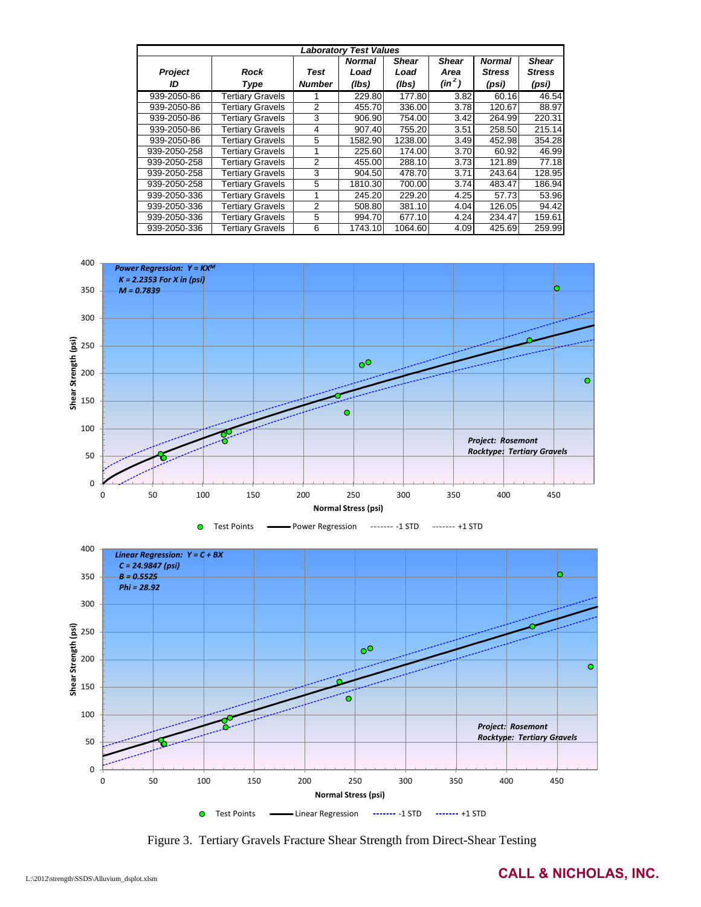| Laboratory Test Values | | | | | | | |
|---|---|---|---|---|---|---|---|
| Project ID | Rock Type | Test Number | Normal Load (lbs) | Shear Load (lbs) | Shear Area ($in^2$) | Normal Stress (psi) | Shear Stress (psi) |
| 939-2050-86 | Tertiary Gravels | 1 | 229.80 | 177.80 | 3.82 | 60.16 | 46.54 |
| 939-2050-86 | Tertiary Gravels | 2 | 455.70 | 336.00 | 3.78 | 120.67 | 88.97 |
| 939-2050-86 | Tertiary Gravels | 3 | 906.90 | 754.00 | 3.42 | 264.99 | 220.31 |
| 939-2050-86 | Tertiary Gravels | 4 | 907.40 | 755.20 | 3.51 | 258.50 | 215.14 |
| 939-2050-86 | Tertiary Gravels | 5 | 1582.90 | 1238.00 | 3.49 | 452.98 | 354.28 |
| 939-2050-258 | Tertiary Gravels | 1 | 225.60 | 174.00 | 3.70 | 60.92 | 46.99 |
| 939-2050-258 | Tertiary Gravels | 2 | 455.00 | 288.10 | 3.73 | 121.89 | 77.18 |
| 939-2050-258 | Tertiary Gravels | 3 | 904.50 | 478.70 | 3.71 | 243.64 | 128.95 |
| 939-2050-258 | Tertiary Gravels | 5 | 1810.30 | 700.00 | 3.74 | 483.47 | 186.94 |
| 939-2050-336 | Tertiary Gravels | 1 | 245.20 | 229.20 | 4.25 | 57.73 | 53.96 |
| 939-2050-336 | Tertiary Gravels | 2 | 508.80 | 381.10 | 4.04 | 126.05 | 94.42 |
| 939-2050-336 | Tertiary Gravels | 5 | 994.70 | 677.10 | 4.24 | 234.47 | 159.61 |
| 939-2050-336 | Tertiary Gravels | 6 | 1743.10 | 1064.60 | 4.09 | 425.69 | 259.99 |

*Power Regression: $Y = KX^M$*
*K = 2.2353 For X in (psi)*
*M = 0.7839*

*Project: Rosemont*
*Rocktype: Tertiary Gravels*

Shear Strength (psi) vs. Normal Stress (psi)

Test Points — Power Regression — -1 STD — +1 STD

*Linear Regression: Y = C + BX*
*C = 24.9847 (psi)*
*B = 0.5525*
*Phi = 28.92*

*Project: Rosemont*
*Rocktype: Tertiary Gravels*

Shear Strength (psi) vs. Normal Stress (psi)

Test Points — Linear Regression — -1 STD — +1 STD

Figure 3. Tertiary Gravels Fracture Shear Strength from Direct-Shear Testing

L:\2012\strength\SSDS\Alluvium_dsplot.xlsm

**CALL & NICHOLAS, INC.**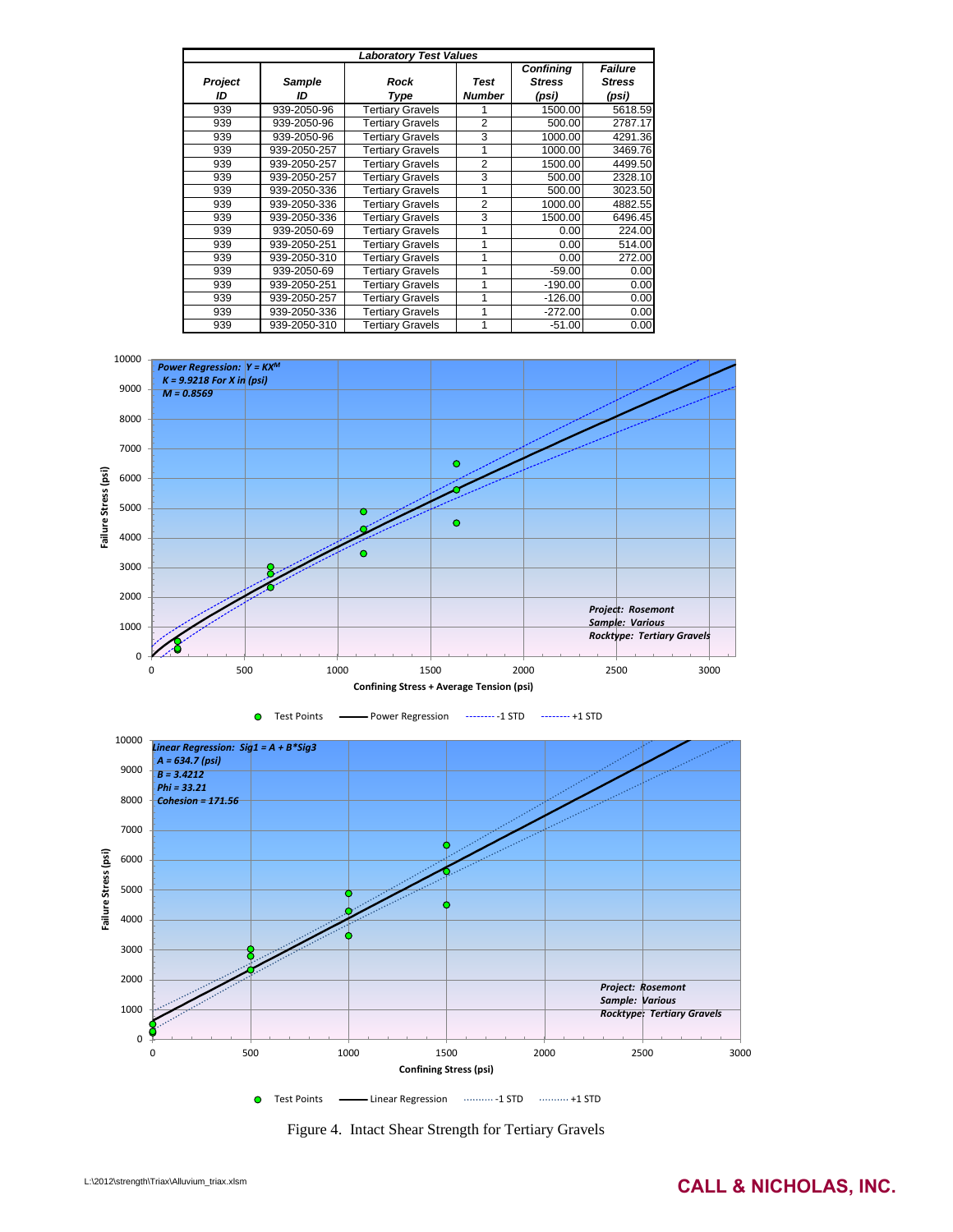| Laboratory Test Values | | | | | |
|---|---|---|---|---|---|
| Project ID | Sample ID | Rock Type | Test Number | Confining Stress (psi) | Failure Stress (psi) |
| 939 | 939-2050-96 | Tertiary Gravels | 1 | 1500.00 | 5618.59 |
| 939 | 939-2050-96 | Tertiary Gravels | 2 | 500.00 | 2787.17 |
| 939 | 939-2050-96 | Tertiary Gravels | 3 | 1000.00 | 4291.36 |
| 939 | 939-2050-257 | Tertiary Gravels | 1 | 1000.00 | 3469.76 |
| 939 | 939-2050-257 | Tertiary Gravels | 2 | 1500.00 | 4499.50 |
| 939 | 939-2050-257 | Tertiary Gravels | 3 | 500.00 | 2328.10 |
| 939 | 939-2050-336 | Tertiary Gravels | 1 | 500.00 | 3023.50 |
| 939 | 939-2050-336 | Tertiary Gravels | 2 | 1000.00 | 4882.55 |
| 939 | 939-2050-336 | Tertiary Gravels | 3 | 1500.00 | 6496.45 |
| 939 | 939-2050-69 | Tertiary Gravels | 1 | 0.00 | 224.00 |
| 939 | 939-2050-251 | Tertiary Gravels | 1 | 0.00 | 514.00 |
| 939 | 939-2050-310 | Tertiary Gravels | 1 | 0.00 | 272.00 |
| 939 | 939-2050-69 | Tertiary Gravels | 1 | -59.00 | 0.00 |
| 939 | 939-2050-251 | Tertiary Gravels | 1 | -190.00 | 0.00 |
| 939 | 939-2050-257 | Tertiary Gravels | 1 | -126.00 | 0.00 |
| 939 | 939-2050-336 | Tertiary Gravels | 1 | -272.00 | 0.00 |
| 939 | 939-2050-310 | Tertiary Gravels | 1 | -51.00 | 0.00 |

*Power Regression: $Y = KX^M$*
*K = 9.9218 For X in (psi)*
*M = 0.8569*

*Project: Rosemont*
*Sample: Various*
*Rocktype: Tertiary Gravels*

Failure Stress (psi) vs. Confining Stress + Average Tension (psi)

Test Points — Power Regression — -1 STD — +1 STD

*Linear Regression: Sig1 = A + B\*Sig3*
*A = 634.7 (psi)*
*B = 3.4212*
*Phi = 33.21*
*Cohesion = 171.56*

*Project: Rosemont*
*Sample: Various*
*Rocktype: Tertiary Gravels*

Failure Stress (psi) vs. Confining Stress (psi)

Test Points — Linear Regression — -1 STD — +1 STD

Figure 4. Intact Shear Strength for Tertiary Gravels

L:\2012\strength\Triax\Alluvium_triax.xlsm

**CALL & NICHOLAS, INC.**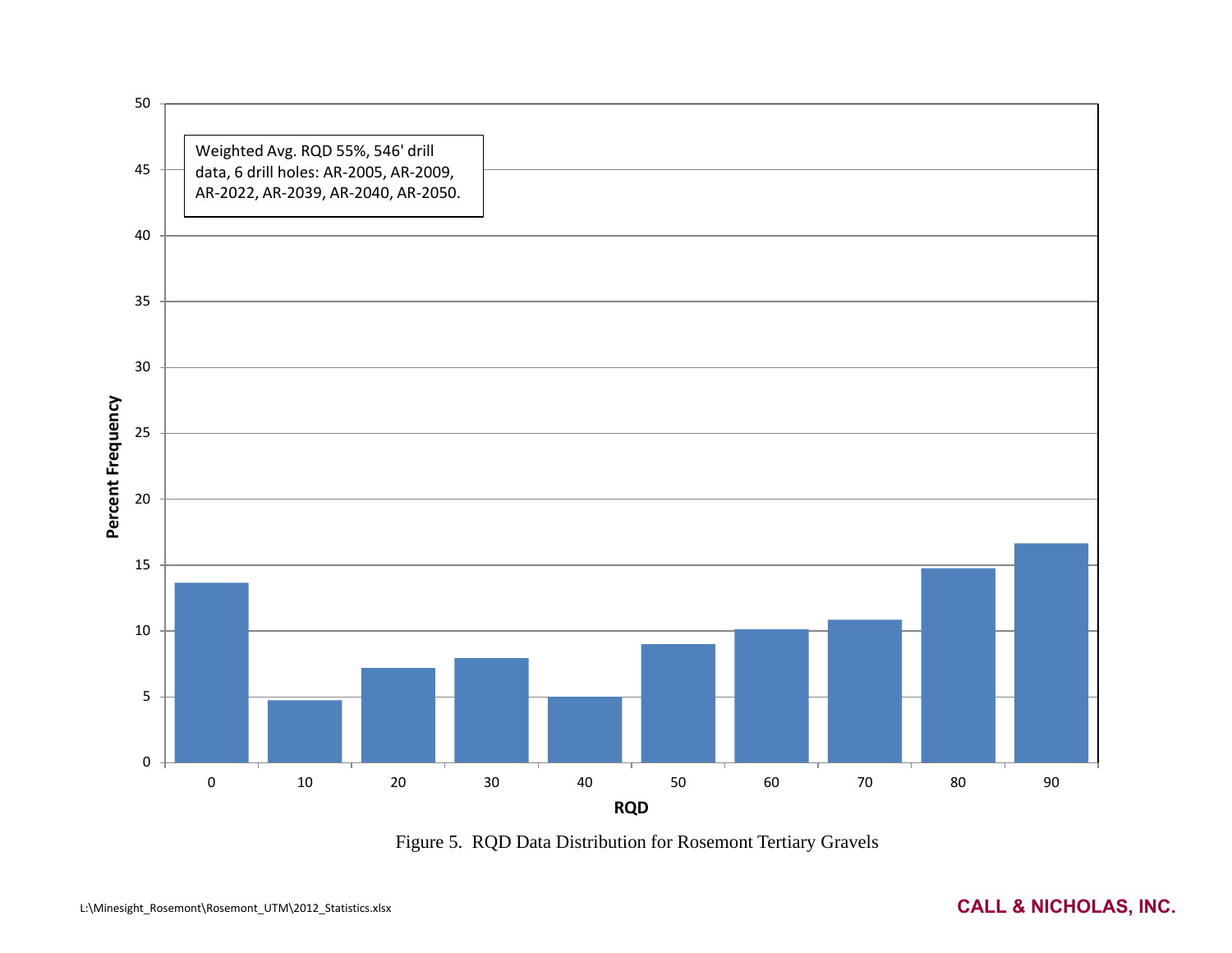Weighted Avg. RQD 55%, 546' drill data, 6 drill holes: AR-2005, AR-2009, AR-2022, AR-2039, AR-2040, AR-2050.

| RQD | Percent Frequency |
|---|---|
| 0 | 13.6 |
| 10 | 4.7 |
| 20 | 7.2 |
| 30 | 7.9 |
| 40 | 5.0 |
| 50 | 9.0 |
| 60 | 10.1 |
| 70 | 10.8 |
| 80 | 14.7 |
| 90 | 16.6 |

Figure 5. RQD Data Distribution for Rosemont Tertiary Gravels

L:\Minesight_Rosemont\Rosemont_UTM\2012_Statistics.xlsx

CALL & NICHOLAS, INC.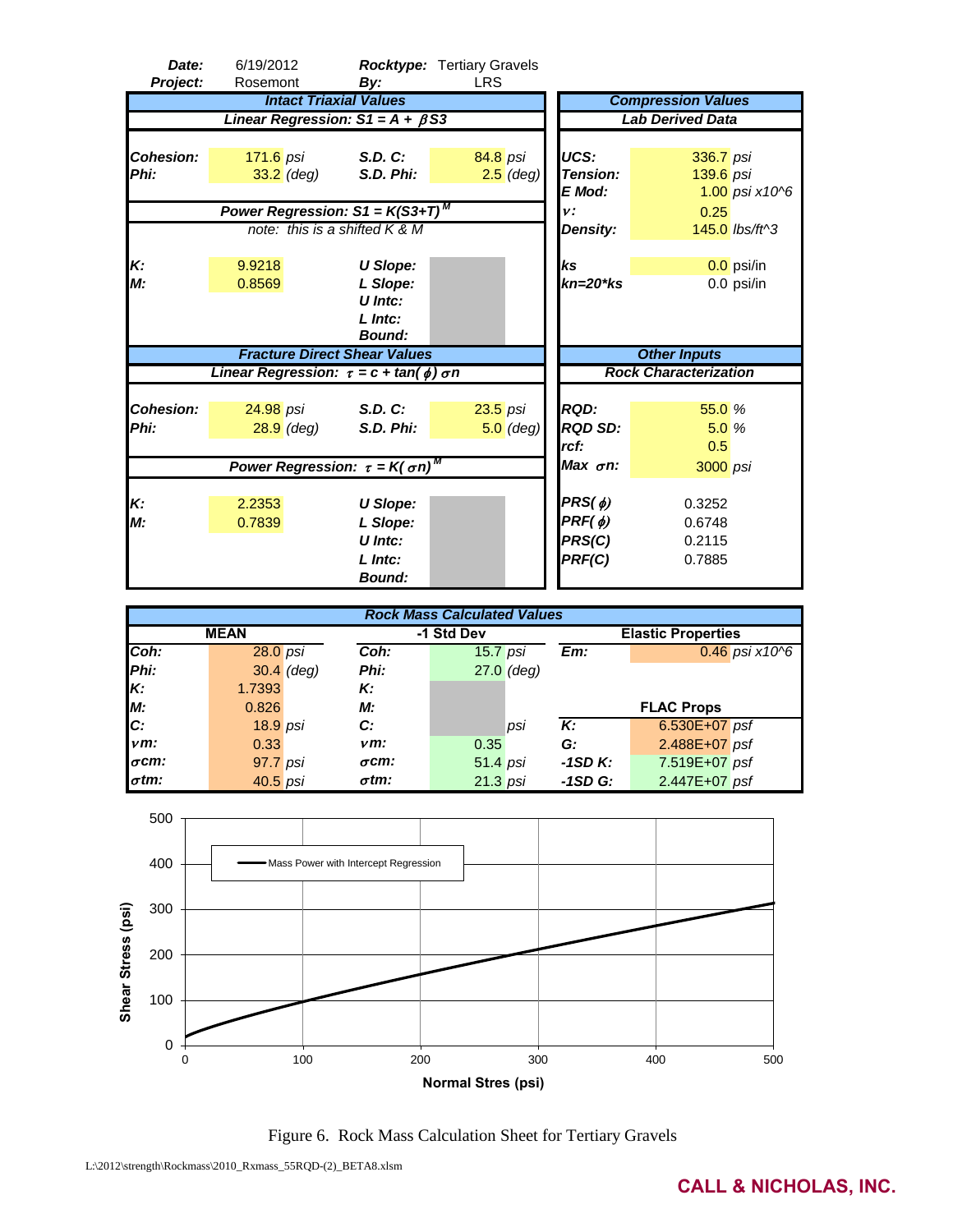| | | | |
|---|---|---|---|
| ***Date:*** | 6/19/2012 | ***Rocktype:*** | Tertiary Gravels |
| ***Project:*** | Rosemont | ***By:*** | LRS |

| ***Intact Triaxial Values*** | | | | ***Compression Values*** | |
|---|---|---|---|---|---|
| ***Linear Regression: $S1 = A + \beta S3$*** | | | | ***Lab Derived Data*** | |
| ***Cohesion:*** | 171.6 *psi* | ***S.D. C:*** | 84.8 *psi* | ***UCS:*** | 336.7 *psi* |
| ***Phi:*** | 33.2 *(deg)* | ***S.D. Phi:*** | 2.5 *(deg)* | ***Tension:*** | 139.6 *psi* |
| | | | | ***E Mod:*** | 1.00 *psi x10^6* |
| ***Power Regression: $S1 = K(S3+T)^M$*** | | | | ***$\nu$:*** | 0.25 |
| *note: this is a shifted K & M* | | | | ***Density:*** | 145.0 *lbs/ft^3* |
| ***K:*** | 9.9218 | ***U Slope:*** | | ***ks*** | 0.0 psi/in |
| ***M:*** | 0.8569 | ***L Slope:*** | | ***kn=20\*ks*** | 0.0 psi/in |
| | | ***U Intc:*** | | | |
| | | ***L Intc:*** | | | |
| | | ***Bound:*** | | | |

| ***Fracture Direct Shear Values*** | | | | ***Other Inputs*** | |
|---|---|---|---|---|---|
| ***Linear Regression: $\tau = c + \tan(\phi)\,\sigma n$*** | | | | ***Rock Characterization*** | |
| ***Cohesion:*** | 24.98 *psi* | ***S.D. C:*** | 23.5 *psi* | ***RQD:*** | 55.0 *%* |
| ***Phi:*** | 28.9 *(deg)* | ***S.D. Phi:*** | 5.0 *(deg)* | ***RQD SD:*** | 5.0 *%* |
| | | | | ***rcf:*** | 0.5 |
| ***Power Regression: $\tau = K(\sigma n)^M$*** | | | | ***Max $\sigma n$:*** | 3000 *psi* |
| ***K:*** | 2.2353 | ***U Slope:*** | | ***PRS($\phi$)*** | 0.3252 |
| ***M:*** | 0.7839 | ***L Slope:*** | | ***PRF($\phi$)*** | 0.6748 |
| | | ***U Intc:*** | | ***PRS(C)*** | 0.2115 |
| | | ***L Intc:*** | | ***PRF(C)*** | 0.7885 |
| | | ***Bound:*** | | | |

| ***Rock Mass Calculated Values*** | | | | | |
|---|---|---|---|---|---|
| **MEAN** | | **-1 Std Dev** | | **Elastic Properties** | |
| ***Coh:*** | 28.0 *psi* | ***Coh:*** | 15.7 *psi* | ***Em:*** | 0.46 *psi x10^6* |
| ***Phi:*** | 30.4 *(deg)* | ***Phi:*** | 27.0 *(deg)* | | |
| ***K:*** | 1.7393 | ***K:*** | | | |
| ***M:*** | 0.826 | ***M:*** | | **FLAC Props** | |
| ***C:*** | 18.9 *psi* | ***C:*** | *psi* | ***K:*** | 6.530E+07 *psf* |
| ***$\nu$m:*** | 0.33 | ***$\nu$m:*** | 0.35 | ***G:*** | 2.488E+07 *psf* |
| ***$\sigma$cm:*** | 97.7 *psi* | ***$\sigma$cm:*** | 51.4 *psi* | ***-1SD K:*** | 7.519E+07 *psf* |
| ***$\sigma$tm:*** | 40.5 *psi* | ***$\sigma$tm:*** | 21.3 *psi* | ***-1SD G:*** | 2.447E+07 *psf* |

Mass Power with Intercept Regression

Shear Stress (psi)

500
400
300
200
100
0

0 100 200 300 400 500

Normal Stres (psi)

Figure 6. Rock Mass Calculation Sheet for Tertiary Gravels

L:\2012\strength\Rockmass\2010_Rxmass_55RQD-(2)_BETA8.xlsm

**CALL & NICHOLAS, INC.**